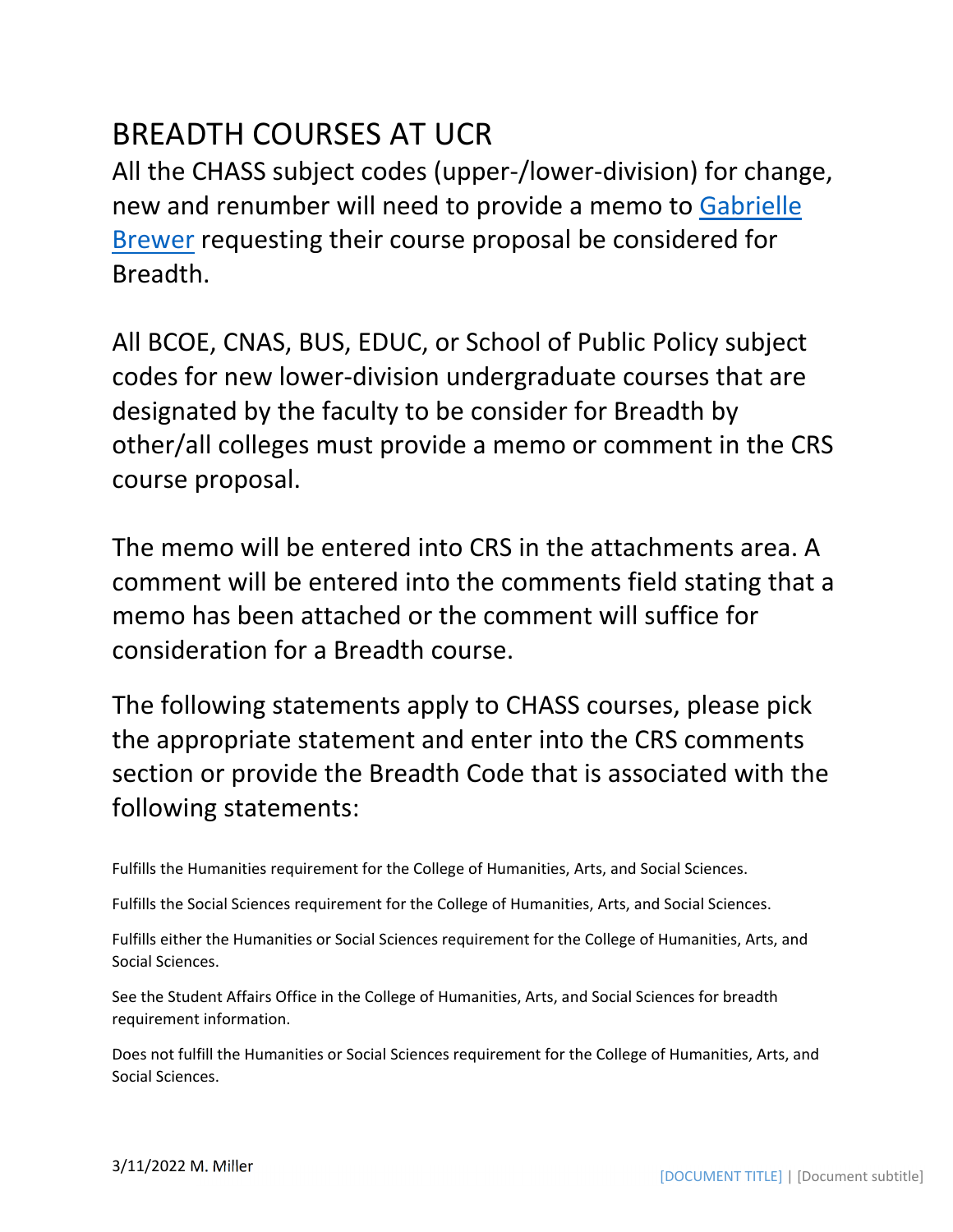# BREADTH COURSES AT UCR

All the CHASS subject codes (upper-/lower-division) for change, new and renumber will need to provide a memo to [Gabrielle Brewer](#) requesting their course proposal be considered for Breadth.

All BCOE, CNAS, BUS, EDUC, or School of Public Policy subject codes for new lower-division undergraduate courses that are designated by the faculty to be consider for Breadth by other/all colleges must provide a memo or comment in the CRS course proposal.

The memo will be entered into CRS in the attachments area. A comment will be entered into the comments field stating that a memo has been attached or the comment will suffice for consideration for a Breadth course.

The following statements apply to CHASS courses, please pick the appropriate statement and enter into the CRS comments section or provide the Breadth Code that is associated with the following statements:

Fulfills the Humanities requirement for the College of Humanities, Arts, and Social Sciences.

Fulfills the Social Sciences requirement for the College of Humanities, Arts, and Social Sciences.

Fulfills either the Humanities or Social Sciences requirement for the College of Humanities, Arts, and Social Sciences.

See the Student Affairs Office in the College of Humanities, Arts, and Social Sciences for breadth requirement information.

Does not fulfill the Humanities or Social Sciences requirement for the College of Humanities, Arts, and Social Sciences.

3/11/2022 M. Miller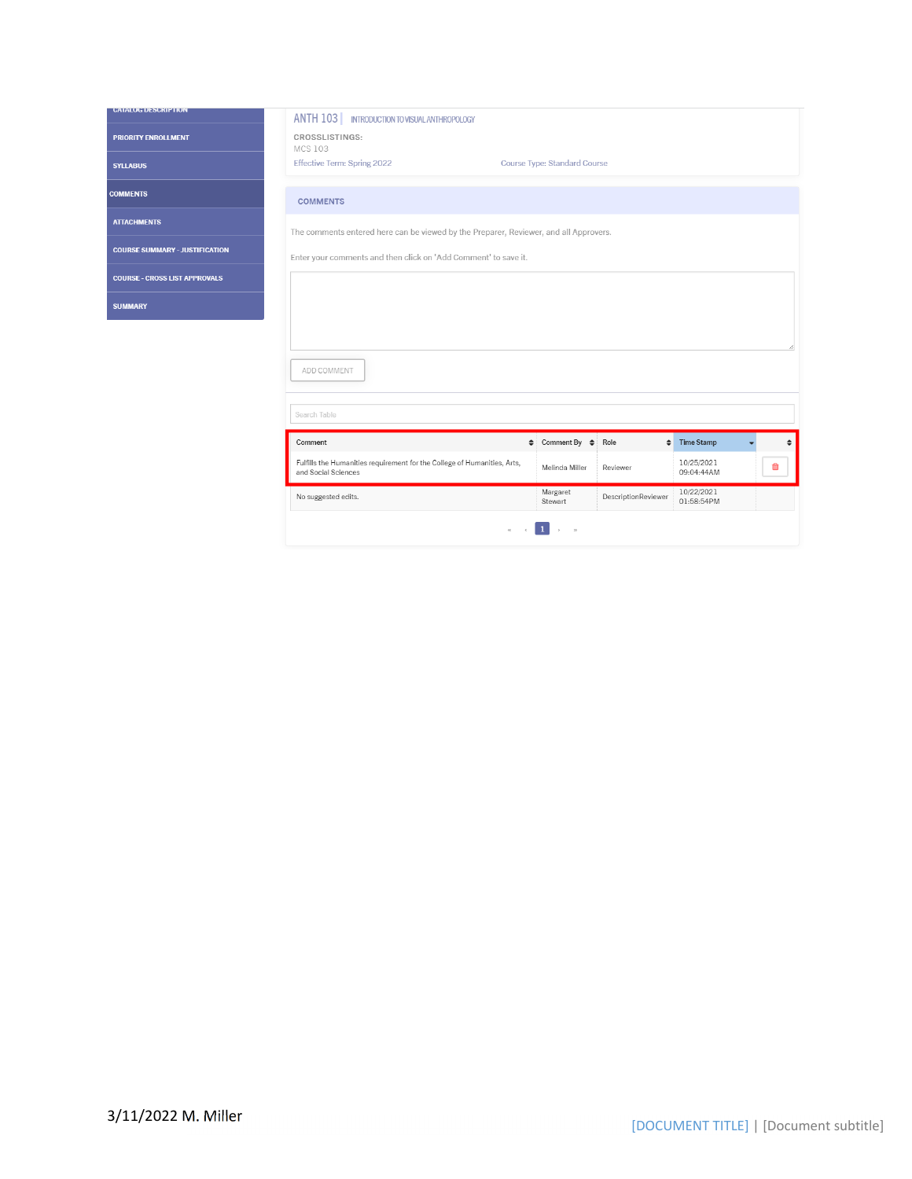- CATALOG DESCRIPTION
- PRIORITY ENROLLMENT
- SYLLABUS
- COMMENTS
- ATTACHMENTS
- COURSE SUMMARY - JUSTIFICATION
- COURSE - CROSS LIST APPROVALS
- SUMMARY

ANTH 103 | INTRODUCTION TO VISUAL ANTHROPOLOGY

CROSSLISTINGS:
MCS 103

Effective Term: Spring 2022

Course Type: Standard Course

COMMENTS

The comments entered here can be viewed by the Preparer, Reviewer, and all Approvers.

Enter your comments and then click on 'Add Comment' to save it.

ADD COMMENT

Search Table

| Comment | Comment By | Role | Time Stamp | |
|---|---|---|---|---|
| Fulfills the Humanities requirement for the College of Humanities, Arts, and Social Sciences | Melinda Miller | Reviewer | 10/25/2021 09:04:44AM | |
| No suggested edits. | Margaret Stewart | DescriptionReviewer | 10/22/2021 01:58:54PM | |

« ‹ 1 › »

3/11/2022 M. Miller